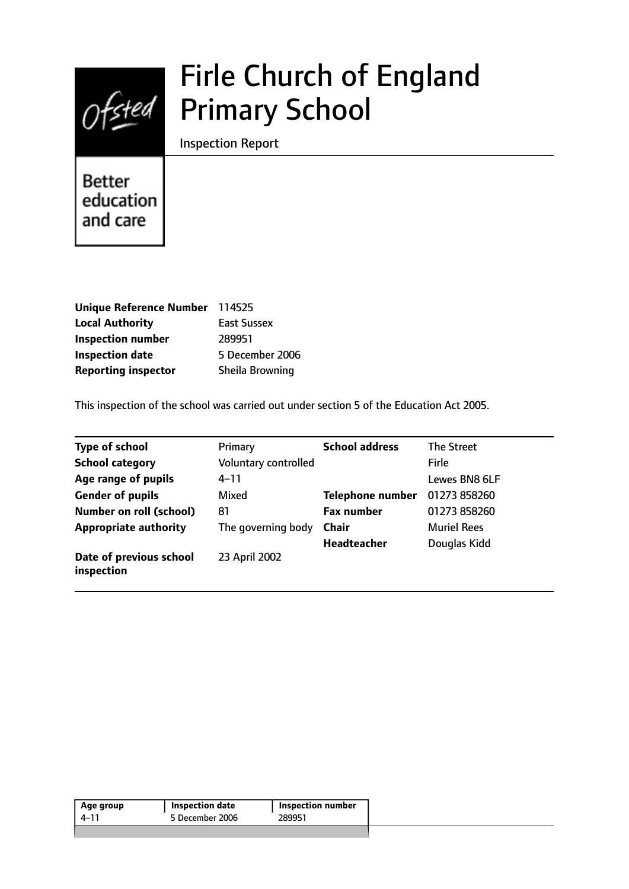# Firle Church of England Primary School

Inspection Report

Better education and care

| | |
|---|---|
| **Unique Reference Number** | 114525 |
| **Local Authority** | East Sussex |
| **Inspection number** | 289951 |
| **Inspection date** | 5 December 2006 |
| **Reporting inspector** | Sheila Browning |

This inspection of the school was carried out under section 5 of the Education Act 2005.

| | | | |
|---|---|---|---|
| **Type of school** | Primary | **School address** | The Street |
| **School category** | Voluntary controlled | | Firle |
| **Age range of pupils** | 4–11 | | Lewes BN8 6LF |
| **Gender of pupils** | Mixed | **Telephone number** | 01273 858260 |
| **Number on roll (school)** | 81 | **Fax number** | 01273 858260 |
| **Appropriate authority** | The governing body | **Chair** | Muriel Rees |
| | | **Headteacher** | Douglas Kidd |
| **Date of previous school inspection** | 23 April 2002 | | |

| Age group | Inspection date | Inspection number |
|---|---|---|
| 4–11 | 5 December 2006 | 289951 |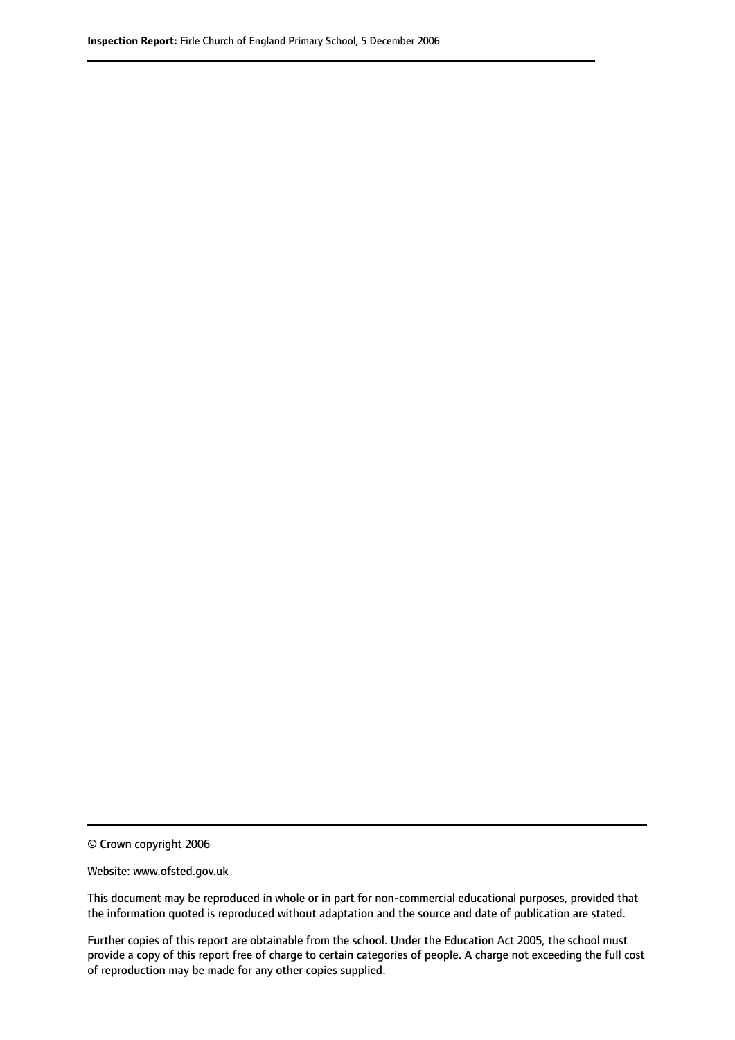© Crown copyright 2006

Website: www.ofsted.gov.uk

This document may be reproduced in whole or in part for non-commercial educational purposes, provided that the information quoted is reproduced without adaptation and the source and date of publication are stated.

Further copies of this report are obtainable from the school. Under the Education Act 2005, the school must provide a copy of this report free of charge to certain categories of people. A charge not exceeding the full cost of reproduction may be made for any other copies supplied.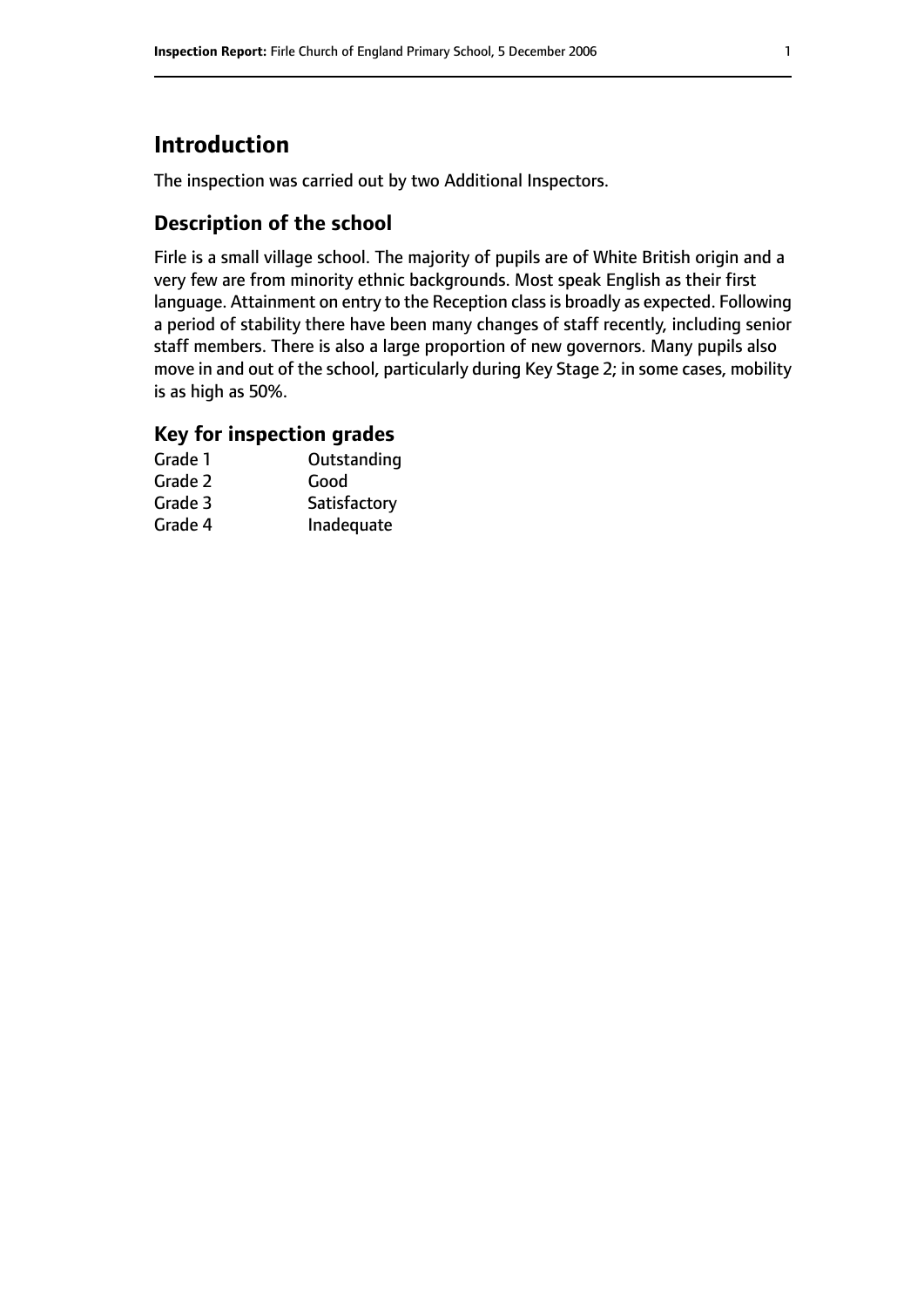# Introduction

The inspection was carried out by two Additional Inspectors.

## Description of the school

Firle is a small village school. The majority of pupils are of White British origin and a very few are from minority ethnic backgrounds. Most speak English as their first language. Attainment on entry to the Reception class is broadly as expected. Following a period of stability there have been many changes of staff recently, including senior staff members. There is also a large proportion of new governors. Many pupils also move in and out of the school, particularly during Key Stage 2; in some cases, mobility is as high as 50%.

## Key for inspection grades

| | |
|---|---|
| Grade 1 | Outstanding |
| Grade 2 | Good |
| Grade 3 | Satisfactory |
| Grade 4 | Inadequate |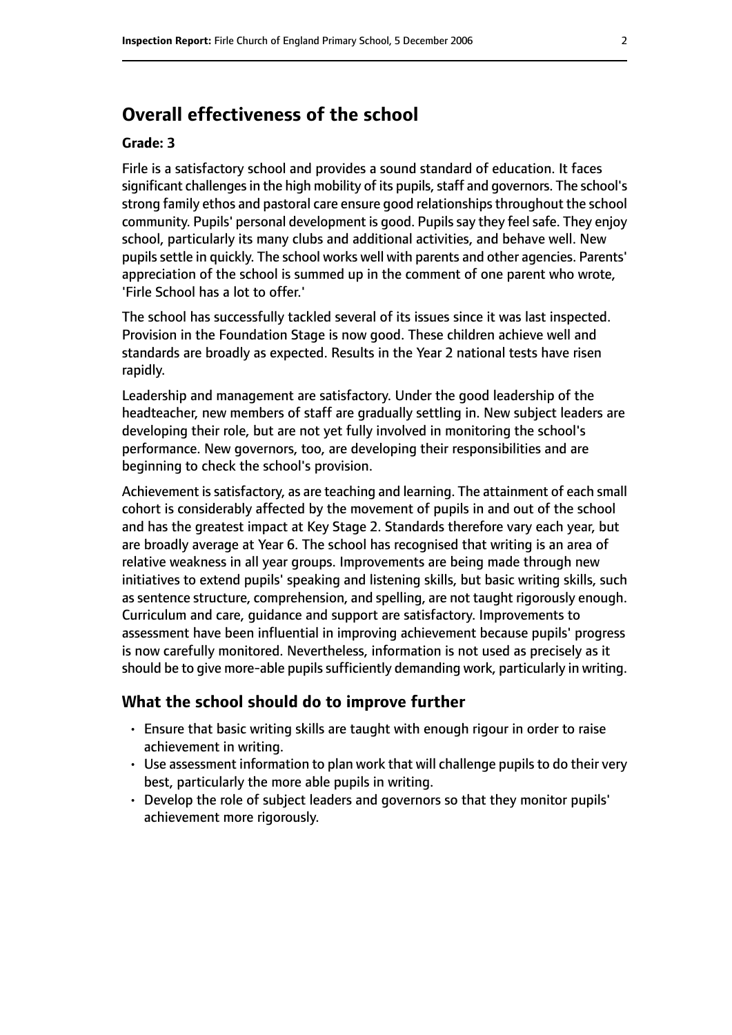## Overall effectiveness of the school

**Grade: 3**

Firle is a satisfactory school and provides a sound standard of education. It faces significant challenges in the high mobility of its pupils, staff and governors. The school's strong family ethos and pastoral care ensure good relationships throughout the school community. Pupils' personal development is good. Pupils say they feel safe. They enjoy school, particularly its many clubs and additional activities, and behave well. New pupils settle in quickly. The school works well with parents and other agencies. Parents' appreciation of the school is summed up in the comment of one parent who wrote, 'Firle School has a lot to offer.'

The school has successfully tackled several of its issues since it was last inspected. Provision in the Foundation Stage is now good. These children achieve well and standards are broadly as expected. Results in the Year 2 national tests have risen rapidly.

Leadership and management are satisfactory. Under the good leadership of the headteacher, new members of staff are gradually settling in. New subject leaders are developing their role, but are not yet fully involved in monitoring the school's performance. New governors, too, are developing their responsibilities and are beginning to check the school's provision.

Achievement is satisfactory, as are teaching and learning. The attainment of each small cohort is considerably affected by the movement of pupils in and out of the school and has the greatest impact at Key Stage 2. Standards therefore vary each year, but are broadly average at Year 6. The school has recognised that writing is an area of relative weakness in all year groups. Improvements are being made through new initiatives to extend pupils' speaking and listening skills, but basic writing skills, such as sentence structure, comprehension, and spelling, are not taught rigorously enough. Curriculum and care, guidance and support are satisfactory. Improvements to assessment have been influential in improving achievement because pupils' progress is now carefully monitored. Nevertheless, information is not used as precisely as it should be to give more-able pupils sufficiently demanding work, particularly in writing.

### What the school should do to improve further

- Ensure that basic writing skills are taught with enough rigour in order to raise achievement in writing.
- Use assessment information to plan work that will challenge pupils to do their very best, particularly the more able pupils in writing.
- Develop the role of subject leaders and governors so that they monitor pupils' achievement more rigorously.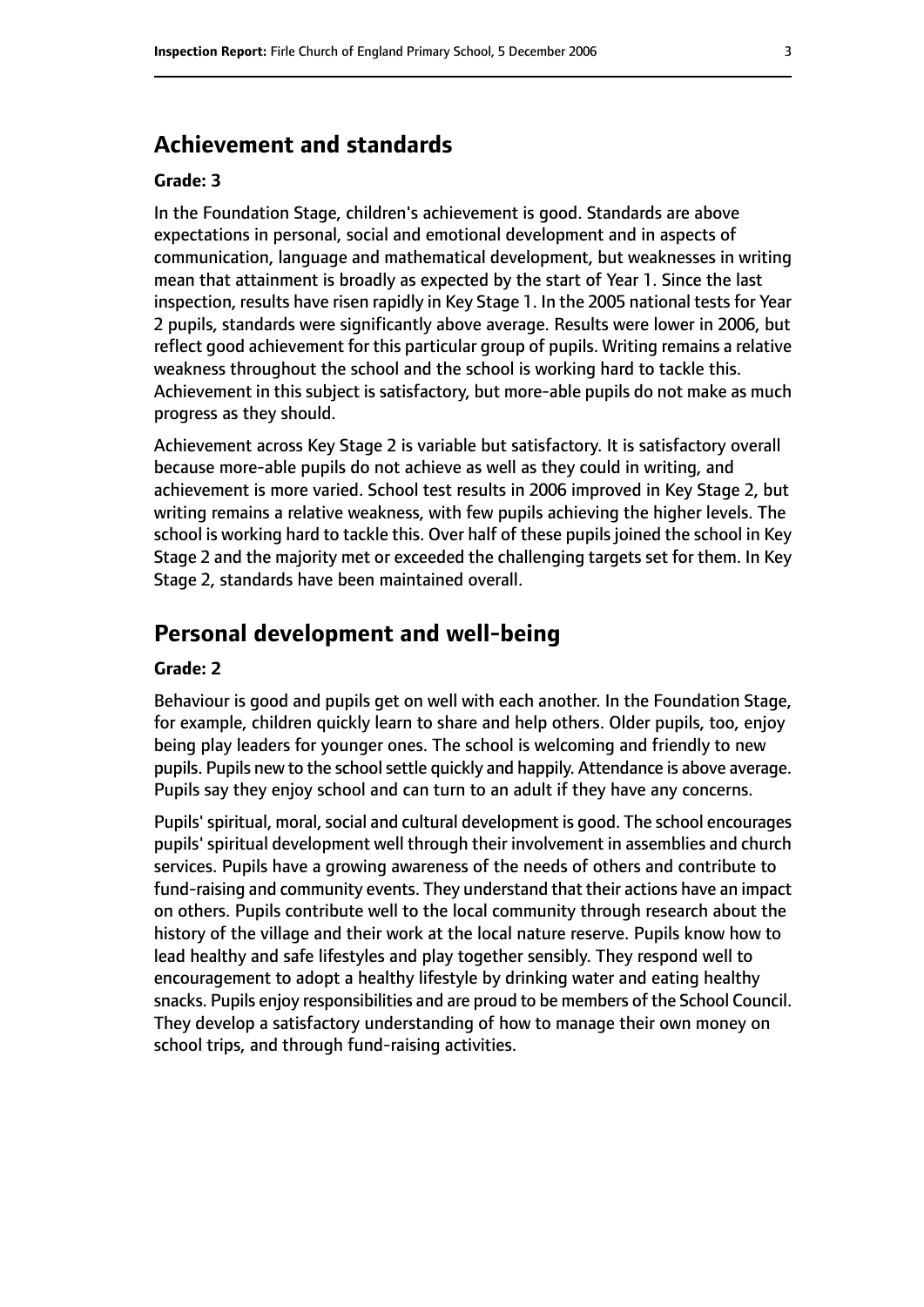## Achievement and standards

**Grade: 3**

In the Foundation Stage, children's achievement is good. Standards are above expectations in personal, social and emotional development and in aspects of communication, language and mathematical development, but weaknesses in writing mean that attainment is broadly as expected by the start of Year 1. Since the last inspection, results have risen rapidly in Key Stage 1. In the 2005 national tests for Year 2 pupils, standards were significantly above average. Results were lower in 2006, but reflect good achievement for this particular group of pupils. Writing remains a relative weakness throughout the school and the school is working hard to tackle this. Achievement in this subject is satisfactory, but more-able pupils do not make as much progress as they should.

Achievement across Key Stage 2 is variable but satisfactory. It is satisfactory overall because more-able pupils do not achieve as well as they could in writing, and achievement is more varied. School test results in 2006 improved in Key Stage 2, but writing remains a relative weakness, with few pupils achieving the higher levels. The school is working hard to tackle this. Over half of these pupils joined the school in Key Stage 2 and the majority met or exceeded the challenging targets set for them. In Key Stage 2, standards have been maintained overall.

## Personal development and well-being

**Grade: 2**

Behaviour is good and pupils get on well with each another. In the Foundation Stage, for example, children quickly learn to share and help others. Older pupils, too, enjoy being play leaders for younger ones. The school is welcoming and friendly to new pupils. Pupils new to the school settle quickly and happily. Attendance is above average. Pupils say they enjoy school and can turn to an adult if they have any concerns.

Pupils' spiritual, moral, social and cultural development is good. The school encourages pupils' spiritual development well through their involvement in assemblies and church services. Pupils have a growing awareness of the needs of others and contribute to fund-raising and community events. They understand that their actions have an impact on others. Pupils contribute well to the local community through research about the history of the village and their work at the local nature reserve. Pupils know how to lead healthy and safe lifestyles and play together sensibly. They respond well to encouragement to adopt a healthy lifestyle by drinking water and eating healthy snacks. Pupils enjoy responsibilities and are proud to be members of the School Council. They develop a satisfactory understanding of how to manage their own money on school trips, and through fund-raising activities.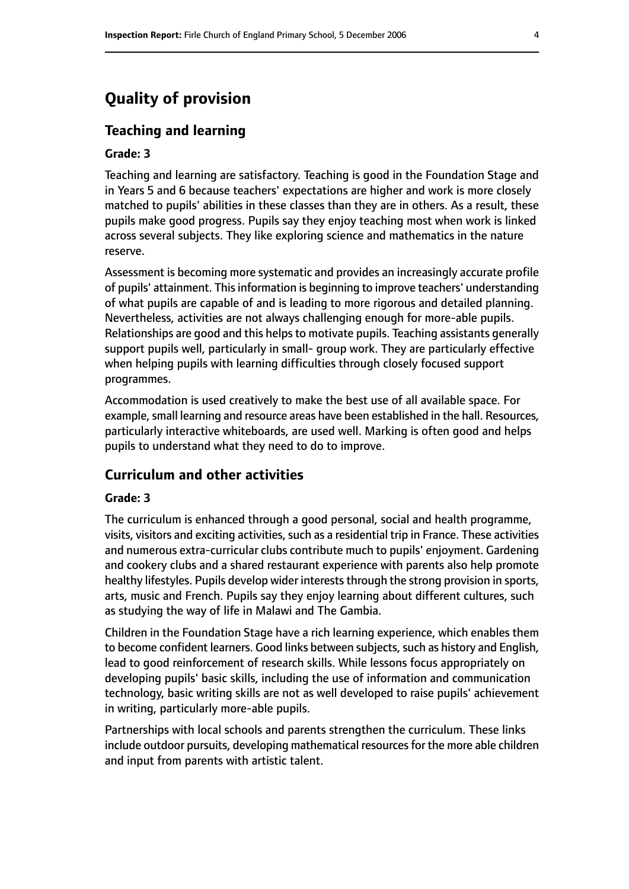# Quality of provision

## Teaching and learning

**Grade: 3**

Teaching and learning are satisfactory. Teaching is good in the Foundation Stage and in Years 5 and 6 because teachers' expectations are higher and work is more closely matched to pupils' abilities in these classes than they are in others. As a result, these pupils make good progress. Pupils say they enjoy teaching most when work is linked across several subjects. They like exploring science and mathematics in the nature reserve.

Assessment is becoming more systematic and provides an increasingly accurate profile of pupils' attainment. This information is beginning to improve teachers' understanding of what pupils are capable of and is leading to more rigorous and detailed planning. Nevertheless, activities are not always challenging enough for more-able pupils. Relationships are good and this helps to motivate pupils. Teaching assistants generally support pupils well, particularly in small- group work. They are particularly effective when helping pupils with learning difficulties through closely focused support programmes.

Accommodation is used creatively to make the best use of all available space. For example, small learning and resource areas have been established in the hall. Resources, particularly interactive whiteboards, are used well. Marking is often good and helps pupils to understand what they need to do to improve.

## Curriculum and other activities

**Grade: 3**

The curriculum is enhanced through a good personal, social and health programme, visits, visitors and exciting activities, such as a residential trip in France. These activities and numerous extra-curricular clubs contribute much to pupils' enjoyment. Gardening and cookery clubs and a shared restaurant experience with parents also help promote healthy lifestyles. Pupils develop wider interests through the strong provision in sports, arts, music and French. Pupils say they enjoy learning about different cultures, such as studying the way of life in Malawi and The Gambia.

Children in the Foundation Stage have a rich learning experience, which enables them to become confident learners. Good links between subjects, such as history and English, lead to good reinforcement of research skills. While lessons focus appropriately on developing pupils' basic skills, including the use of information and communication technology, basic writing skills are not as well developed to raise pupils' achievement in writing, particularly more-able pupils.

Partnerships with local schools and parents strengthen the curriculum. These links include outdoor pursuits, developing mathematical resources for the more able children and input from parents with artistic talent.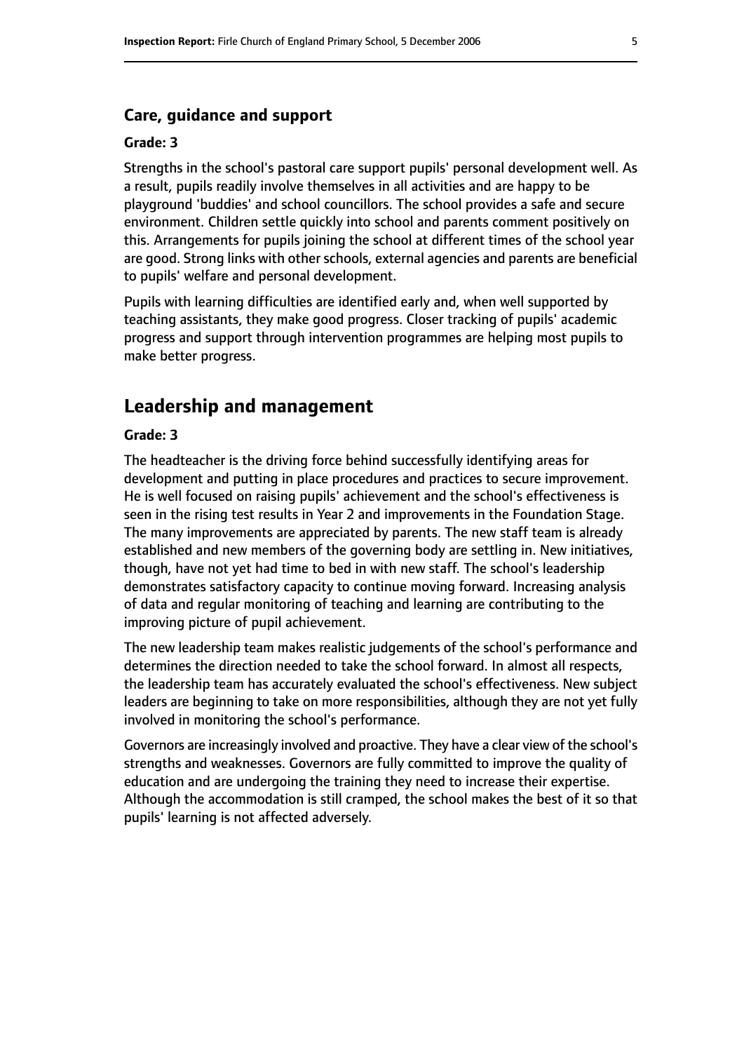### Care, guidance and support

#### Grade: 3

Strengths in the school's pastoral care support pupils' personal development well. As a result, pupils readily involve themselves in all activities and are happy to be playground 'buddies' and school councillors. The school provides a safe and secure environment. Children settle quickly into school and parents comment positively on this. Arrangements for pupils joining the school at different times of the school year are good. Strong links with other schools, external agencies and parents are beneficial to pupils' welfare and personal development.

Pupils with learning difficulties are identified early and, when well supported by teaching assistants, they make good progress. Closer tracking of pupils' academic progress and support through intervention programmes are helping most pupils to make better progress.

## Leadership and management

#### Grade: 3

The headteacher is the driving force behind successfully identifying areas for development and putting in place procedures and practices to secure improvement. He is well focused on raising pupils' achievement and the school's effectiveness is seen in the rising test results in Year 2 and improvements in the Foundation Stage. The many improvements are appreciated by parents. The new staff team is already established and new members of the governing body are settling in. New initiatives, though, have not yet had time to bed in with new staff. The school's leadership demonstrates satisfactory capacity to continue moving forward. Increasing analysis of data and regular monitoring of teaching and learning are contributing to the improving picture of pupil achievement.

The new leadership team makes realistic judgements of the school's performance and determines the direction needed to take the school forward. In almost all respects, the leadership team has accurately evaluated the school's effectiveness. New subject leaders are beginning to take on more responsibilities, although they are not yet fully involved in monitoring the school's performance.

Governors are increasingly involved and proactive. They have a clear view of the school's strengths and weaknesses. Governors are fully committed to improve the quality of education and are undergoing the training they need to increase their expertise. Although the accommodation is still cramped, the school makes the best of it so that pupils' learning is not affected adversely.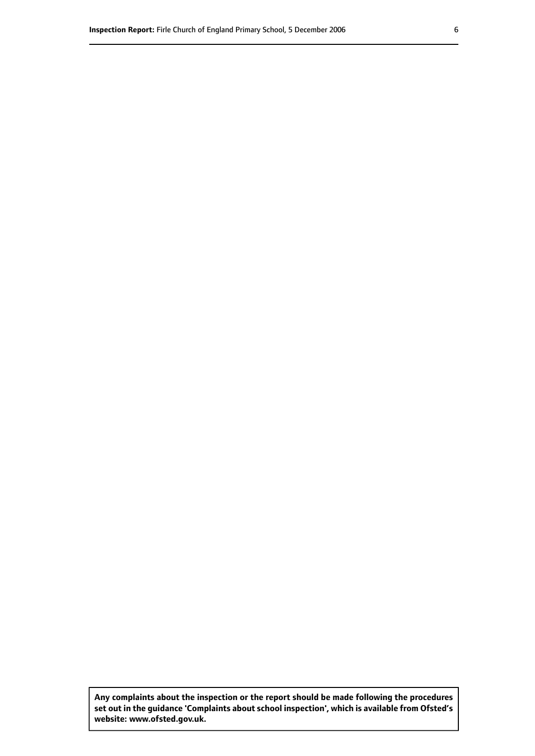**Any complaints about the inspection or the report should be made following the procedures set out in the guidance 'Complaints about school inspection', which is available from Ofsted's website: www.ofsted.gov.uk.**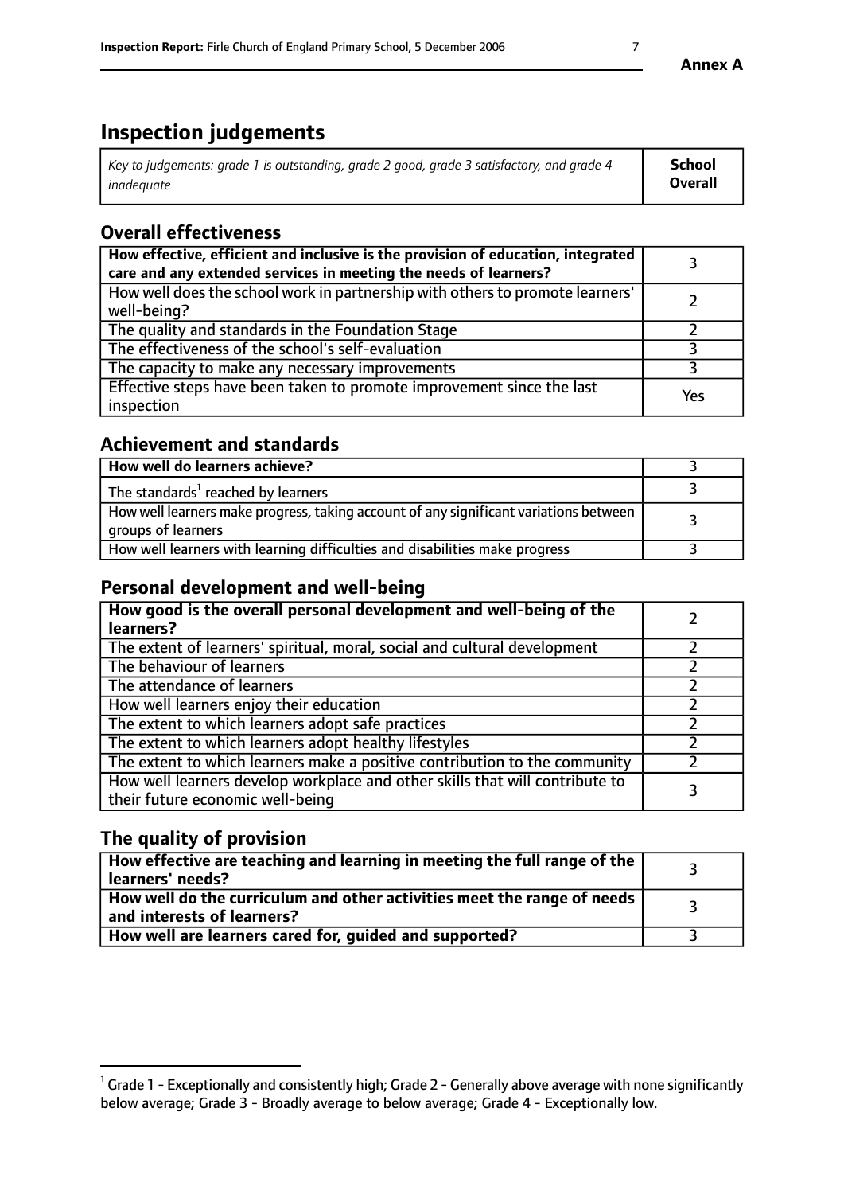# Inspection judgements

| *Key to judgements: grade 1 is outstanding, grade 2 good, grade 3 satisfactory, and grade 4 inadequate* | **School Overall** |
|---|---|

## Overall effectiveness

| | |
|---|---|
| **How effective, efficient and inclusive is the provision of education, integrated care and any extended services in meeting the needs of learners?** | 3 |
| How well does the school work in partnership with others to promote learners' well-being? | 2 |
| The quality and standards in the Foundation Stage | 2 |
| The effectiveness of the school's self-evaluation | 3 |
| The capacity to make any necessary improvements | 3 |
| Effective steps have been taken to promote improvement since the last inspection | Yes |

## Achievement and standards

| | |
|---|---|
| **How well do learners achieve?** | 3 |
| The standards[1] reached by learners | 3 |
| How well learners make progress, taking account of any significant variations between groups of learners | 3 |
| How well learners with learning difficulties and disabilities make progress | 3 |

## Personal development and well-being

| | |
|---|---|
| **How good is the overall personal development and well-being of the learners?** | 2 |
| The extent of learners' spiritual, moral, social and cultural development | 2 |
| The behaviour of learners | 2 |
| The attendance of learners | 2 |
| How well learners enjoy their education | 2 |
| The extent to which learners adopt safe practices | 2 |
| The extent to which learners adopt healthy lifestyles | 2 |
| The extent to which learners make a positive contribution to the community | 2 |
| How well learners develop workplace and other skills that will contribute to their future economic well-being | 3 |

## The quality of provision

| | |
|---|---|
| **How effective are teaching and learning in meeting the full range of the learners' needs?** | 3 |
| **How well do the curriculum and other activities meet the range of needs and interests of learners?** | 3 |
| **How well are learners cared for, guided and supported?** | 3 |

[1] Grade 1 - Exceptionally and consistently high; Grade 2 - Generally above average with none significantly below average; Grade 3 - Broadly average to below average; Grade 4 - Exceptionally low.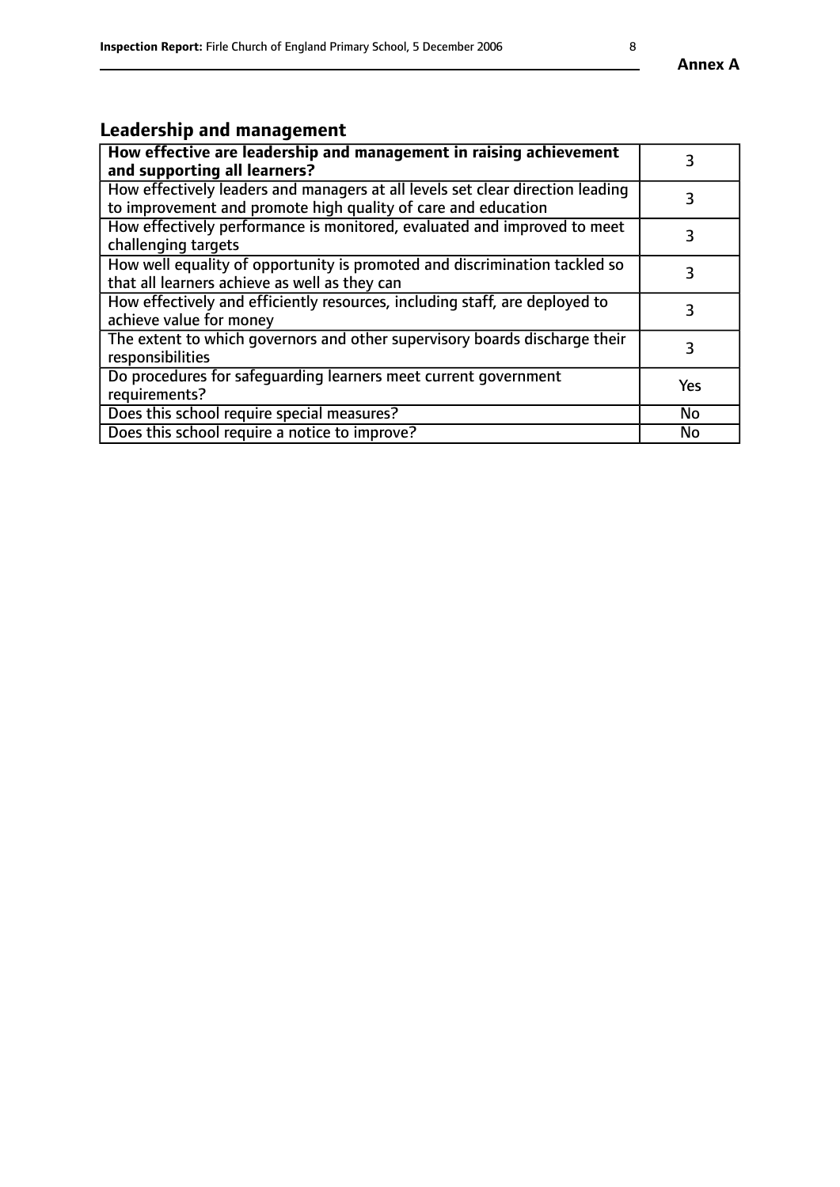## Leadership and management

| **How effective are leadership and management in raising achievement and supporting all learners?** | 3 |
|---|---|
| How effectively leaders and managers at all levels set clear direction leading to improvement and promote high quality of care and education | 3 |
| How effectively performance is monitored, evaluated and improved to meet challenging targets | 3 |
| How well equality of opportunity is promoted and discrimination tackled so that all learners achieve as well as they can | 3 |
| How effectively and efficiently resources, including staff, are deployed to achieve value for money | 3 |
| The extent to which governors and other supervisory boards discharge their responsibilities | 3 |
| Do procedures for safeguarding learners meet current government requirements? | Yes |
| Does this school require special measures? | No |
| Does this school require a notice to improve? | No |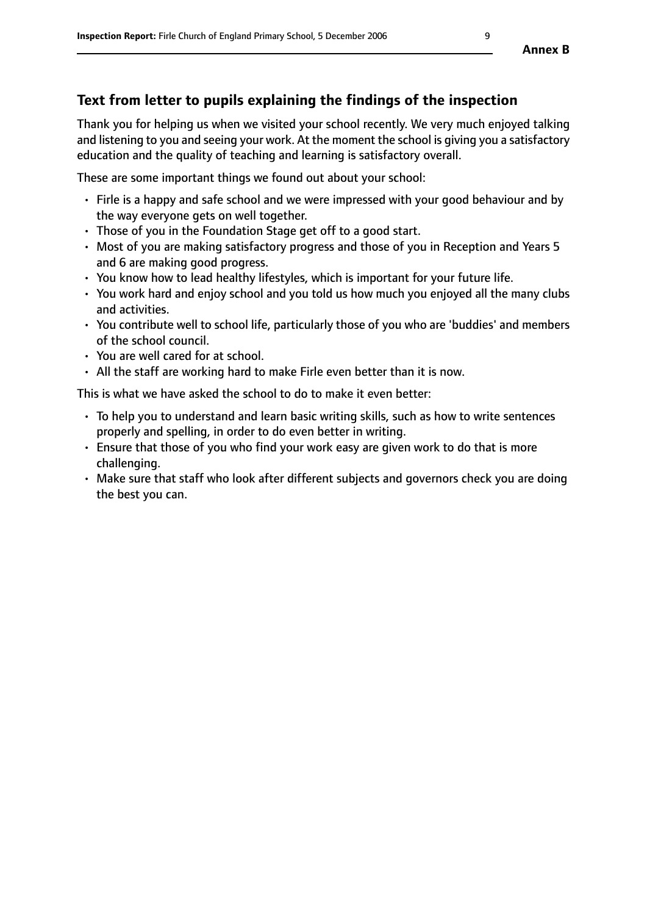## Text from letter to pupils explaining the findings of the inspection

Thank you for helping us when we visited your school recently. We very much enjoyed talking and listening to you and seeing your work. At the moment the school is giving you a satisfactory education and the quality of teaching and learning is satisfactory overall.

These are some important things we found out about your school:

- Firle is a happy and safe school and we were impressed with your good behaviour and by the way everyone gets on well together.
- Those of you in the Foundation Stage get off to a good start.
- Most of you are making satisfactory progress and those of you in Reception and Years 5 and 6 are making good progress.
- You know how to lead healthy lifestyles, which is important for your future life.
- You work hard and enjoy school and you told us how much you enjoyed all the many clubs and activities.
- You contribute well to school life, particularly those of you who are 'buddies' and members of the school council.
- You are well cared for at school.
- All the staff are working hard to make Firle even better than it is now.

This is what we have asked the school to do to make it even better:

- To help you to understand and learn basic writing skills, such as how to write sentences properly and spelling, in order to do even better in writing.
- Ensure that those of you who find your work easy are given work to do that is more challenging.
- Make sure that staff who look after different subjects and governors check you are doing the best you can.